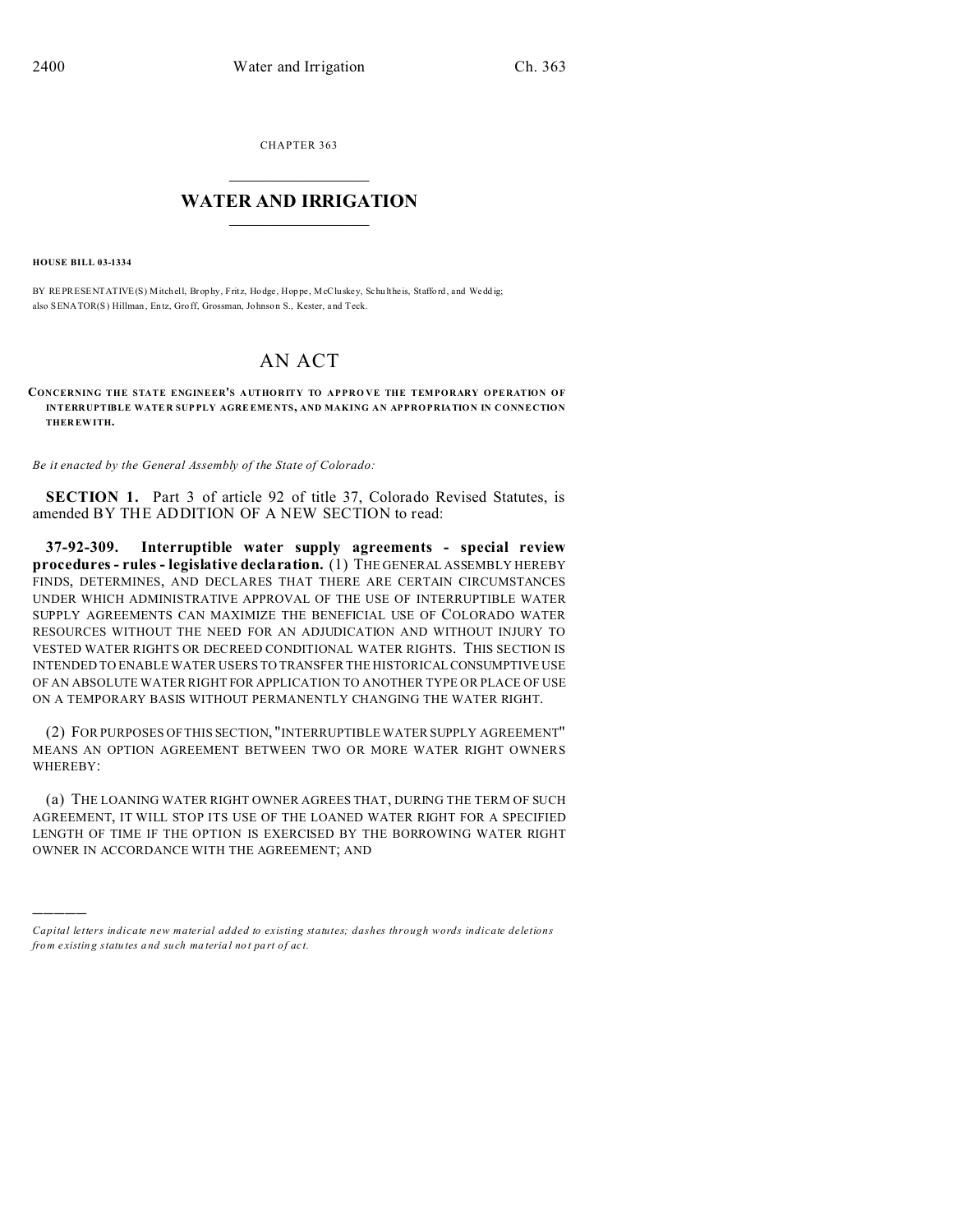CHAPTER 363

# WATER AND IRRIGATION

**HOUSE BILL 03-1334**

BY REPRESENTATIVE(S) Mitchell, Brophy, Fritz, Hodge, Hoppe, McCluskey, Schultheis, Stafford, and Weddig; also SENATOR(S) Hillman, Entz, Groff, Grossman, Johnson S., Kester, and Teck.

# AN ACT

**CONCERNING THE STATE ENGINEER'S AUTHORITY TO APPROVE THE TEMPORARY OPERATION OF INTERRUPTIBLE WATER SUPPLY AGREEMENTS, AND MAKING AN APPROPRIATION IN CONNECTION THEREWITH.**

*Be it enacted by the General Assembly of the State of Colorado:*

**SECTION 1.** Part 3 of article 92 of title 37, Colorado Revised Statutes, is amended BY THE ADDITION OF A NEW SECTION to read:

**37-92-309. Interruptible water supply agreements - special review procedures - rules - legislative declaration.** (1) THE GENERAL ASSEMBLY HEREBY FINDS, DETERMINES, AND DECLARES THAT THERE ARE CERTAIN CIRCUMSTANCES UNDER WHICH ADMINISTRATIVE APPROVAL OF THE USE OF INTERRUPTIBLE WATER SUPPLY AGREEMENTS CAN MAXIMIZE THE BENEFICIAL USE OF COLORADO WATER RESOURCES WITHOUT THE NEED FOR AN ADJUDICATION AND WITHOUT INJURY TO VESTED WATER RIGHTS OR DECREED CONDITIONAL WATER RIGHTS. THIS SECTION IS INTENDED TO ENABLE WATER USERS TO TRANSFER THE HISTORICAL CONSUMPTIVE USE OF AN ABSOLUTE WATER RIGHT FOR APPLICATION TO ANOTHER TYPE OR PLACE OF USE ON A TEMPORARY BASIS WITHOUT PERMANENTLY CHANGING THE WATER RIGHT.

(2) FOR PURPOSES OF THIS SECTION, "INTERRUPTIBLE WATER SUPPLY AGREEMENT" MEANS AN OPTION AGREEMENT BETWEEN TWO OR MORE WATER RIGHT OWNERS WHEREBY:

(a) THE LOANING WATER RIGHT OWNER AGREES THAT, DURING THE TERM OF SUCH AGREEMENT, IT WILL STOP ITS USE OF THE LOANED WATER RIGHT FOR A SPECIFIED LENGTH OF TIME IF THE OPTION IS EXERCISED BY THE BORROWING WATER RIGHT OWNER IN ACCORDANCE WITH THE AGREEMENT; AND

---

*Capital letters indicate new material added to existing statutes; dashes through words indicate deletions from existing statutes and such material not part of act.*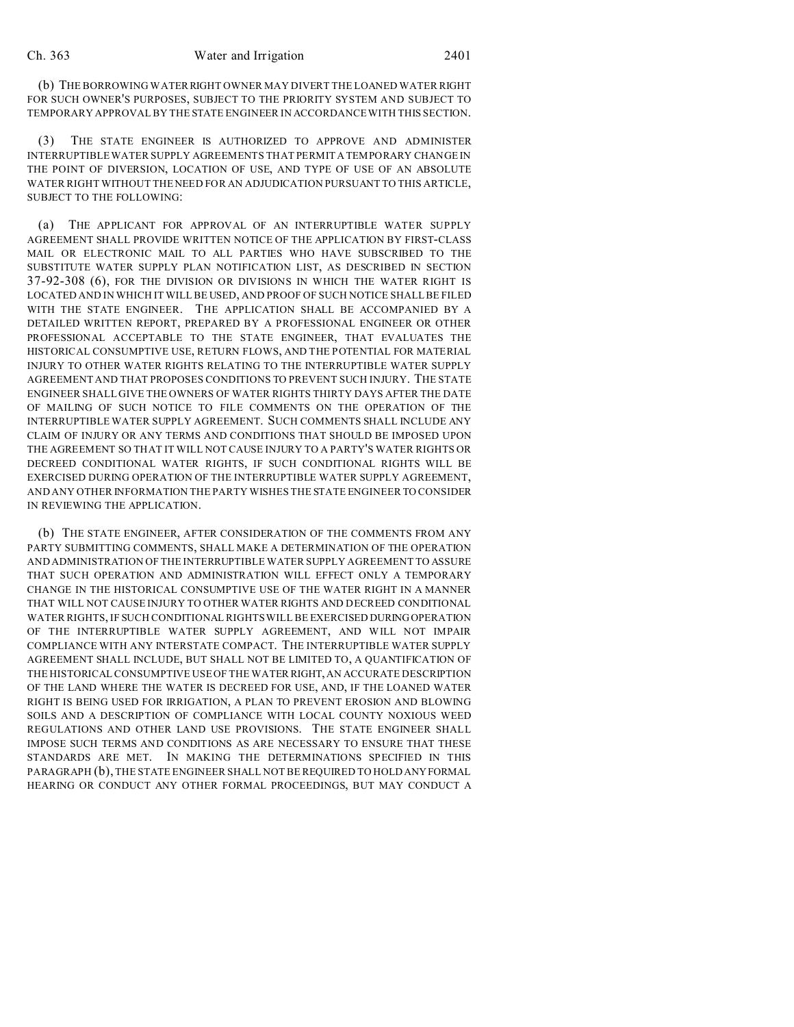(b) THE BORROWING WATER RIGHT OWNER MAY DIVERT THE LOANED WATER RIGHT FOR SUCH OWNER'S PURPOSES, SUBJECT TO THE PRIORITY SYSTEM AND SUBJECT TO TEMPORARY APPROVAL BY THE STATE ENGINEER IN ACCORDANCE WITH THIS SECTION.

(3) THE STATE ENGINEER IS AUTHORIZED TO APPROVE AND ADMINISTER INTERRUPTIBLE WATER SUPPLY AGREEMENTS THAT PERMIT A TEMPORARY CHANGE IN THE POINT OF DIVERSION, LOCATION OF USE, AND TYPE OF USE OF AN ABSOLUTE WATER RIGHT WITHOUT THE NEED FOR AN ADJUDICATION PURSUANT TO THIS ARTICLE, SUBJECT TO THE FOLLOWING:

(a) THE APPLICANT FOR APPROVAL OF AN INTERRUPTIBLE WATER SUPPLY AGREEMENT SHALL PROVIDE WRITTEN NOTICE OF THE APPLICATION BY FIRST-CLASS MAIL OR ELECTRONIC MAIL TO ALL PARTIES WHO HAVE SUBSCRIBED TO THE SUBSTITUTE WATER SUPPLY PLAN NOTIFICATION LIST, AS DESCRIBED IN SECTION 37-92-308 (6), FOR THE DIVISION OR DIVISIONS IN WHICH THE WATER RIGHT IS LOCATED AND IN WHICH IT WILL BE USED, AND PROOF OF SUCH NOTICE SHALL BE FILED WITH THE STATE ENGINEER. THE APPLICATION SHALL BE ACCOMPANIED BY A DETAILED WRITTEN REPORT, PREPARED BY A PROFESSIONAL ENGINEER OR OTHER PROFESSIONAL ACCEPTABLE TO THE STATE ENGINEER, THAT EVALUATES THE HISTORICAL CONSUMPTIVE USE, RETURN FLOWS, AND THE POTENTIAL FOR MATERIAL INJURY TO OTHER WATER RIGHTS RELATING TO THE INTERRUPTIBLE WATER SUPPLY AGREEMENT AND THAT PROPOSES CONDITIONS TO PREVENT SUCH INJURY. THE STATE ENGINEER SHALL GIVE THE OWNERS OF WATER RIGHTS THIRTY DAYS AFTER THE DATE OF MAILING OF SUCH NOTICE TO FILE COMMENTS ON THE OPERATION OF THE INTERRUPTIBLE WATER SUPPLY AGREEMENT. SUCH COMMENTS SHALL INCLUDE ANY CLAIM OF INJURY OR ANY TERMS AND CONDITIONS THAT SHOULD BE IMPOSED UPON THE AGREEMENT SO THAT IT WILL NOT CAUSE INJURY TO A PARTY'S WATER RIGHTS OR DECREED CONDITIONAL WATER RIGHTS, IF SUCH CONDITIONAL RIGHTS WILL BE EXERCISED DURING OPERATION OF THE INTERRUPTIBLE WATER SUPPLY AGREEMENT, AND ANY OTHER INFORMATION THE PARTY WISHES THE STATE ENGINEER TO CONSIDER IN REVIEWING THE APPLICATION.

(b) THE STATE ENGINEER, AFTER CONSIDERATION OF THE COMMENTS FROM ANY PARTY SUBMITTING COMMENTS, SHALL MAKE A DETERMINATION OF THE OPERATION AND ADMINISTRATION OF THE INTERRUPTIBLE WATER SUPPLY AGREEMENT TO ASSURE THAT SUCH OPERATION AND ADMINISTRATION WILL EFFECT ONLY A TEMPORARY CHANGE IN THE HISTORICAL CONSUMPTIVE USE OF THE WATER RIGHT IN A MANNER THAT WILL NOT CAUSE INJURY TO OTHER WATER RIGHTS AND DECREED CONDITIONAL WATER RIGHTS, IF SUCH CONDITIONAL RIGHTS WILL BE EXERCISED DURING OPERATION OF THE INTERRUPTIBLE WATER SUPPLY AGREEMENT, AND WILL NOT IMPAIR COMPLIANCE WITH ANY INTERSTATE COMPACT. THE INTERRUPTIBLE WATER SUPPLY AGREEMENT SHALL INCLUDE, BUT SHALL NOT BE LIMITED TO, A QUANTIFICATION OF THE HISTORICAL CONSUMPTIVE USE OF THE WATER RIGHT, AN ACCURATE DESCRIPTION OF THE LAND WHERE THE WATER IS DECREED FOR USE, AND, IF THE LOANED WATER RIGHT IS BEING USED FOR IRRIGATION, A PLAN TO PREVENT EROSION AND BLOWING SOILS AND A DESCRIPTION OF COMPLIANCE WITH LOCAL COUNTY NOXIOUS WEED REGULATIONS AND OTHER LAND USE PROVISIONS. THE STATE ENGINEER SHALL IMPOSE SUCH TERMS AND CONDITIONS AS ARE NECESSARY TO ENSURE THAT THESE STANDARDS ARE MET. IN MAKING THE DETERMINATIONS SPECIFIED IN THIS PARAGRAPH (b), THE STATE ENGINEER SHALL NOT BE REQUIRED TO HOLD ANY FORMAL HEARING OR CONDUCT ANY OTHER FORMAL PROCEEDINGS, BUT MAY CONDUCT A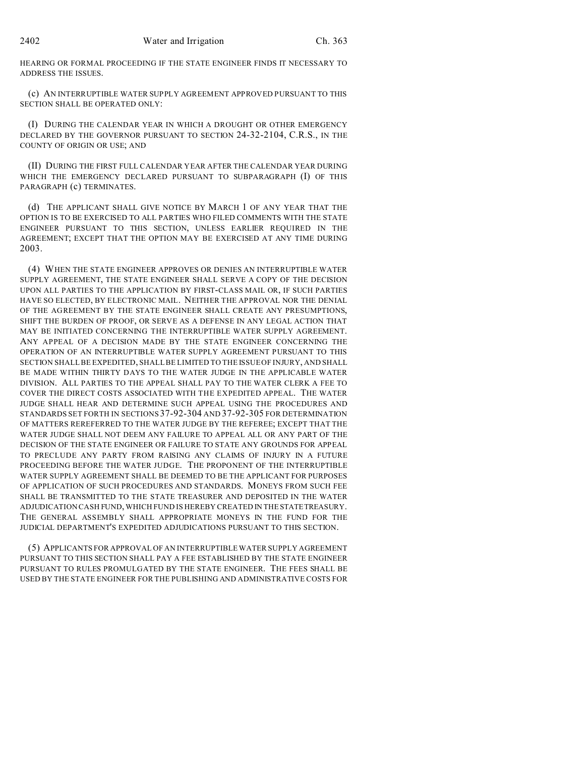HEARING OR FORMAL PROCEEDING IF THE STATE ENGINEER FINDS IT NECESSARY TO ADDRESS THE ISSUES.

(c) AN INTERRUPTIBLE WATER SUPPLY AGREEMENT APPROVED PURSUANT TO THIS SECTION SHALL BE OPERATED ONLY:

(I) DURING THE CALENDAR YEAR IN WHICH A DROUGHT OR OTHER EMERGENCY DECLARED BY THE GOVERNOR PURSUANT TO SECTION 24-32-2104, C.R.S., IN THE COUNTY OF ORIGIN OR USE; AND

(II) DURING THE FIRST FULL CALENDAR YEAR AFTER THE CALENDAR YEAR DURING WHICH THE EMERGENCY DECLARED PURSUANT TO SUBPARAGRAPH (I) OF THIS PARAGRAPH (c) TERMINATES.

(d) THE APPLICANT SHALL GIVE NOTICE BY MARCH 1 OF ANY YEAR THAT THE OPTION IS TO BE EXERCISED TO ALL PARTIES WHO FILED COMMENTS WITH THE STATE ENGINEER PURSUANT TO THIS SECTION, UNLESS EARLIER REQUIRED IN THE AGREEMENT; EXCEPT THAT THE OPTION MAY BE EXERCISED AT ANY TIME DURING 2003.

(4) WHEN THE STATE ENGINEER APPROVES OR DENIES AN INTERRUPTIBLE WATER SUPPLY AGREEMENT, THE STATE ENGINEER SHALL SERVE A COPY OF THE DECISION UPON ALL PARTIES TO THE APPLICATION BY FIRST-CLASS MAIL OR, IF SUCH PARTIES HAVE SO ELECTED, BY ELECTRONIC MAIL. NEITHER THE APPROVAL NOR THE DENIAL OF THE AGREEMENT BY THE STATE ENGINEER SHALL CREATE ANY PRESUMPTIONS, SHIFT THE BURDEN OF PROOF, OR SERVE AS A DEFENSE IN ANY LEGAL ACTION THAT MAY BE INITIATED CONCERNING THE INTERRUPTIBLE WATER SUPPLY AGREEMENT. ANY APPEAL OF A DECISION MADE BY THE STATE ENGINEER CONCERNING THE OPERATION OF AN INTERRUPTIBLE WATER SUPPLY AGREEMENT PURSUANT TO THIS SECTION SHALL BE EXPEDITED, SHALL BE LIMITED TO THE ISSUE OF INJURY, AND SHALL BE MADE WITHIN THIRTY DAYS TO THE WATER JUDGE IN THE APPLICABLE WATER DIVISION. ALL PARTIES TO THE APPEAL SHALL PAY TO THE WATER CLERK A FEE TO COVER THE DIRECT COSTS ASSOCIATED WITH THE EXPEDITED APPEAL. THE WATER JUDGE SHALL HEAR AND DETERMINE SUCH APPEAL USING THE PROCEDURES AND STANDARDS SET FORTH IN SECTIONS 37-92-304 AND 37-92-305 FOR DETERMINATION OF MATTERS REREFERRED TO THE WATER JUDGE BY THE REFEREE; EXCEPT THAT THE WATER JUDGE SHALL NOT DEEM ANY FAILURE TO APPEAL ALL OR ANY PART OF THE DECISION OF THE STATE ENGINEER OR FAILURE TO STATE ANY GROUNDS FOR APPEAL TO PRECLUDE ANY PARTY FROM RAISING ANY CLAIMS OF INJURY IN A FUTURE PROCEEDING BEFORE THE WATER JUDGE. THE PROPONENT OF THE INTERRUPTIBLE WATER SUPPLY AGREEMENT SHALL BE DEEMED TO BE THE APPLICANT FOR PURPOSES OF APPLICATION OF SUCH PROCEDURES AND STANDARDS. MONEYS FROM SUCH FEE SHALL BE TRANSMITTED TO THE STATE TREASURER AND DEPOSITED IN THE WATER ADJUDICATION CASH FUND, WHICH FUND IS HEREBY CREATED IN THE STATE TREASURY. THE GENERAL ASSEMBLY SHALL APPROPRIATE MONEYS IN THE FUND FOR THE JUDICIAL DEPARTMENT'S EXPEDITED ADJUDICATIONS PURSUANT TO THIS SECTION.

(5) APPLICANTS FOR APPROVAL OF AN INTERRUPTIBLE WATER SUPPLY AGREEMENT PURSUANT TO THIS SECTION SHALL PAY A FEE ESTABLISHED BY THE STATE ENGINEER PURSUANT TO RULES PROMULGATED BY THE STATE ENGINEER. THE FEES SHALL BE USED BY THE STATE ENGINEER FOR THE PUBLISHING AND ADMINISTRATIVE COSTS FOR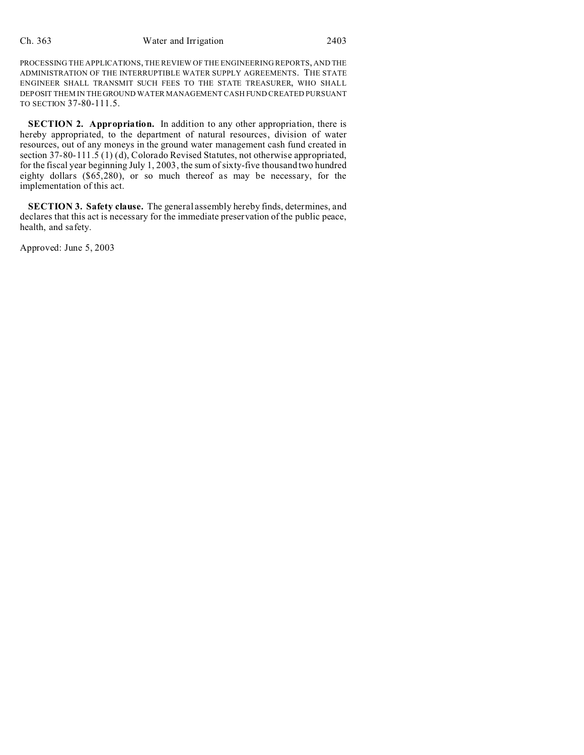PROCESSING THE APPLICATIONS, THE REVIEW OF THE ENGINEERING REPORTS, AND THE ADMINISTRATION OF THE INTERRUPTIBLE WATER SUPPLY AGREEMENTS. THE STATE ENGINEER SHALL TRANSMIT SUCH FEES TO THE STATE TREASURER, WHO SHALL DEPOSIT THEM IN THE GROUND WATER MANAGEMENT CASH FUND CREATED PURSUANT TO SECTION 37-80-111.5.

**SECTION 2. Appropriation.** In addition to any other appropriation, there is hereby appropriated, to the department of natural resources, division of water resources, out of any moneys in the ground water management cash fund created in section 37-80-111.5 (1) (d), Colorado Revised Statutes, not otherwise appropriated, for the fiscal year beginning July 1, 2003, the sum of sixty-five thousand two hundred eighty dollars ($65,280), or so much thereof as may be necessary, for the implementation of this act.

**SECTION 3. Safety clause.** The general assembly hereby finds, determines, and declares that this act is necessary for the immediate preservation of the public peace, health, and safety.

Approved: June 5, 2003